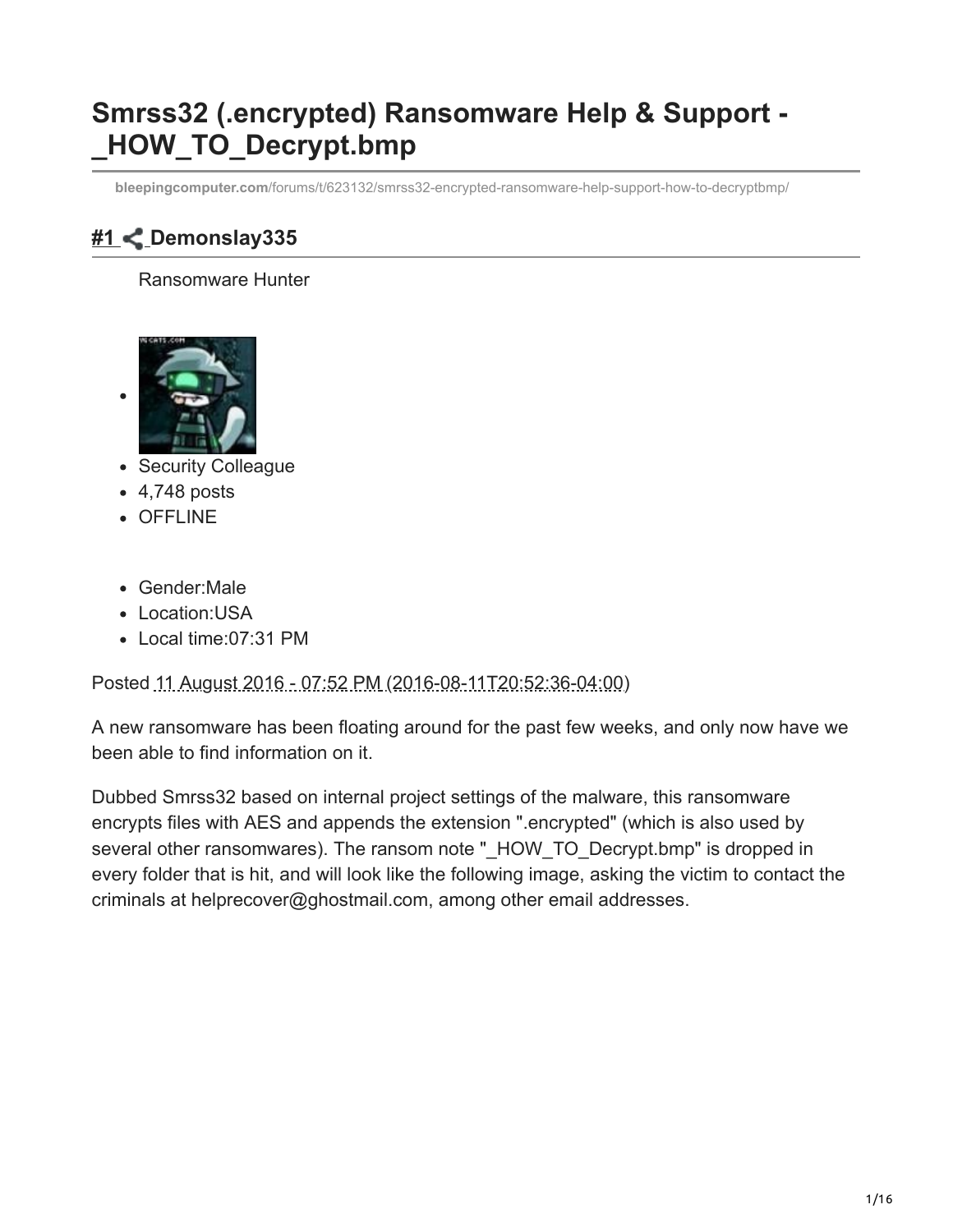# Smrss32 (.encrypted) Ransomware Help & Support - _HOW_TO_Decrypt.bmp

bleepingcomputer.com/forums/t/623132/smrss32-encrypted-ransomware-help-support-how-to-decryptbmp/

## #1 Demonslay335

Ransomware Hunter

- 
- Security Colleague
- 4,748 posts
- OFFLINE

- Gender:Male
- Location:USA
- Local time:07:31 PM

Posted 11 August 2016 - 07:52 PM (2016-08-11T20:52:36-04:00)

A new ransomware has been floating around for the past few weeks, and only now have we been able to find information on it.

Dubbed Smrss32 based on internal project settings of the malware, this ransomware encrypts files with AES and appends the extension ".encrypted" (which is also used by several other ransomwares). The ransom note "_HOW_TO_Decrypt.bmp" is dropped in every folder that is hit, and will look like the following image, asking the victim to contact the criminals at helprecover@ghostmail.com, among other email addresses.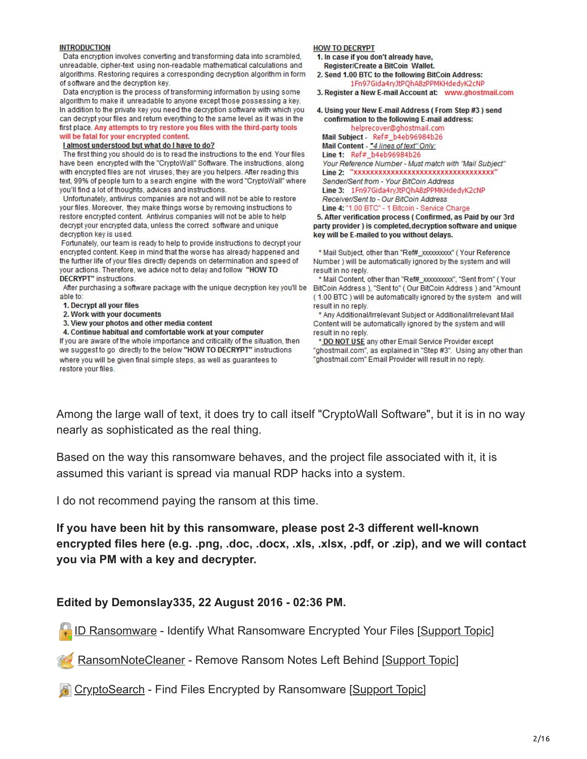**INTRODUCTION**

Data encryption involves converting and transforming data into scrambled, unreadable, cipher-text using non-readable mathematical calculations and algorithms. Restoring requires a corresponding decryption algorithm in form of software and the decryption key.

Data encryption is the process of transforming information by using some algorithm to make it unreadable to anyone except those possessing a key. In addition to the private key you need the decryption software with which you can decrypt your files and return everything to the same level as it was in the first place. Any attempts to try restore you files with the third-party tools will be fatal for your encrypted content.

**I almost understood but what do I have to do?**

The first thing you should do is to read the instructions to the end. Your files have been encrypted with the "CryptoWall" Software. The instructions, along with encrypted files are not viruses, they are you helpers. After reading this text, 99% of people turn to a search engine with the word "CryptoWall" where you'll find a lot of thoughts, advices and instructions.

Unfortunately, antivirus companies are not and will not be able to restore your files. Moreover, they make things worse by removing instructions to restore encrypted content. Antivirus companies will not be able to help decrypt your encrypted data, unless the correct software and unique decryption key is used.

Fortunately, our team is ready to help to provide instructions to decrypt your encrypted content. Keep in mind that the worse has already happened and the further life of your files directly depends on determination and speed of your actions. Therefore, we advice not to delay and follow **"HOW TO DECRYPT"** instructions.

After purchasing a software package with the unique decryption key you'll be able to:

1. **Decrypt all your files**
2. **Work with your documents**
3. **View your photos and other media content**
4. **Continue habitual and comfortable work at your computer**

If you are aware of the whole importance and criticality of the situation, then we suggest to go directly to the below **"HOW TO DECRYPT"** instructions where you will be given final simple steps, as well as guarantees to restore your files.

**HOW TO DECRYPT**

1. **In case if you don't already have, Register/Create a BitCoin Wallet.**
2. **Send 1.00 BTC to the following BitCoin Address:** 1Fn97Gida4ryJtPQhA8zPPMKHdedyK2cNP
3. **Register a New E-mail Account at:** www.ghostmail.com
4. **Using your New E-mail Address ( From Step #3 ) send confirmation to the following E-mail address:** helprecover@ghostmail.com

   **Mail Subject** - Ref#_b4eb96984b26

   **Mail Content** - *"4 lines of text" Only:*

   **Line 1:** Ref#_b4eb96984b26
   *Your Reference Number - Must match with "Mail Subject"*

   **Line 2:** "xxxxxxxxxxxxxxxxxxxxxxxxxxxxxxxxxx"
   *Sender/Sent from - Your BitCoin Address*

   **Line 3:** 1Fn97Gida4ryJtPQhA8zPPMKHdedyK2cNP
   *Receiver/Sent to - Our BitCoin Address*

   **Line 4:** "1.00 BTC" - 1 Bitcoin - Service Charge

5. **After verification process ( Confirmed, as Paid by our 3rd party provider ) is completed, decryption software and unique key will be E-mailed to you without delays.**

* Mail Subject, other than "Ref#_xxxxxxxxx" ( Your Reference Number ) will be automatically ignored by the system and will result in no reply.

* Mail Content, other than "Ref#_xxxxxxxxx", "Sent from" ( Your BitCoin Address ), "Sent to" ( Our BitCoin Address ) and "Amount ( 1.00 BTC ) will be automatically ignored by the system and will result in no reply.

* Any Additional/Irrelevant Subject or Additional/Irrelevant Mail Content will be automatically ignored by the system and will result in no reply.

* DO NOT USE any other Email Service Provider except "ghostmail.com", as explained in "Step #3". Using any other than "ghostmail.com" Email Provider will result in no reply.

Among the large wall of text, it does try to call itself "CryptoWall Software", but it is in no way nearly as sophisticated as the real thing.

Based on the way this ransomware behaves, and the project file associated with it, it is assumed this variant is spread via manual RDP hacks into a system.

I do not recommend paying the ransom at this time.

**If you have been hit by this ransomware, please post 2-3 different well-known encrypted files here (e.g. .png, .doc, .docx, .xls, .xlsx, .pdf, or .zip), and we will contact you via PM with a key and decrypter.**

**Edited by Demonslay335, 22 August 2016 - 02:36 PM.**

ID Ransomware - Identify What Ransomware Encrypted Your Files [Support Topic]

RansomNoteCleaner - Remove Ransom Notes Left Behind [Support Topic]

CryptoSearch - Find Files Encrypted by Ransomware [Support Topic]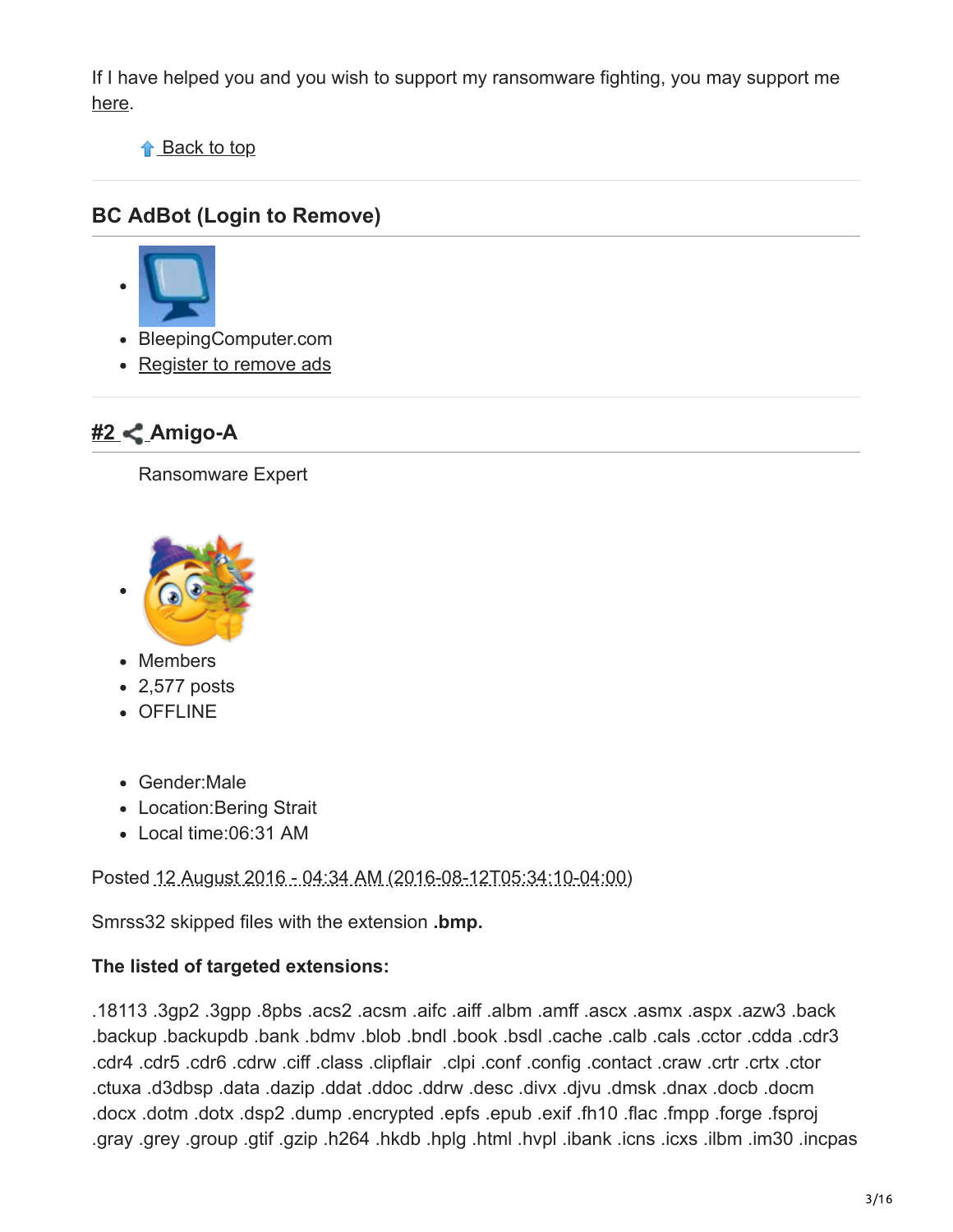If I have helped you and you wish to support my ransomware fighting, you may support me here.

Back to top

## BC AdBot (Login to Remove)

- BleepingComputer.com
- Register to remove ads

## #2 Amigo-A

Ransomware Expert

- Members
- 2,577 posts
- OFFLINE

- Gender:Male
- Location:Bering Strait
- Local time:06:31 AM

Posted 12 August 2016 - 04:34 AM (2016-08-12T05:34:10-04:00)

Smrss32 skipped files with the extension **.bmp.**

**The listed of targeted extensions:**

.18113 .3gp2 .3gpp .8pbs .acs2 .acsm .aifc .aiff .albm .amff .ascx .asmx .aspx .azw3 .back .backup .backupdb .bank .bdmv .blob .bndl .book .bsdl .cache .calb .cals .cctor .cdda .cdr3 .cdr4 .cdr5 .cdr6 .cdrw .ciff .class .clipflair .clpi .conf .config .contact .craw .crtr .crtx .ctor .ctuxa .d3dbsp .data .dazip .ddat .ddoc .ddrw .desc .divx .djvu .dmsk .dnax .docb .docm .docx .dotm .dotx .dsp2 .dump .encrypted .epfs .epub .exif .fh10 .flac .fmpp .forge .fsproj .gray .grey .group .gtif .gzip .h264 .hkdb .hplg .html .hvpl .ibank .icns .icxs .ilbm .im30 .incpas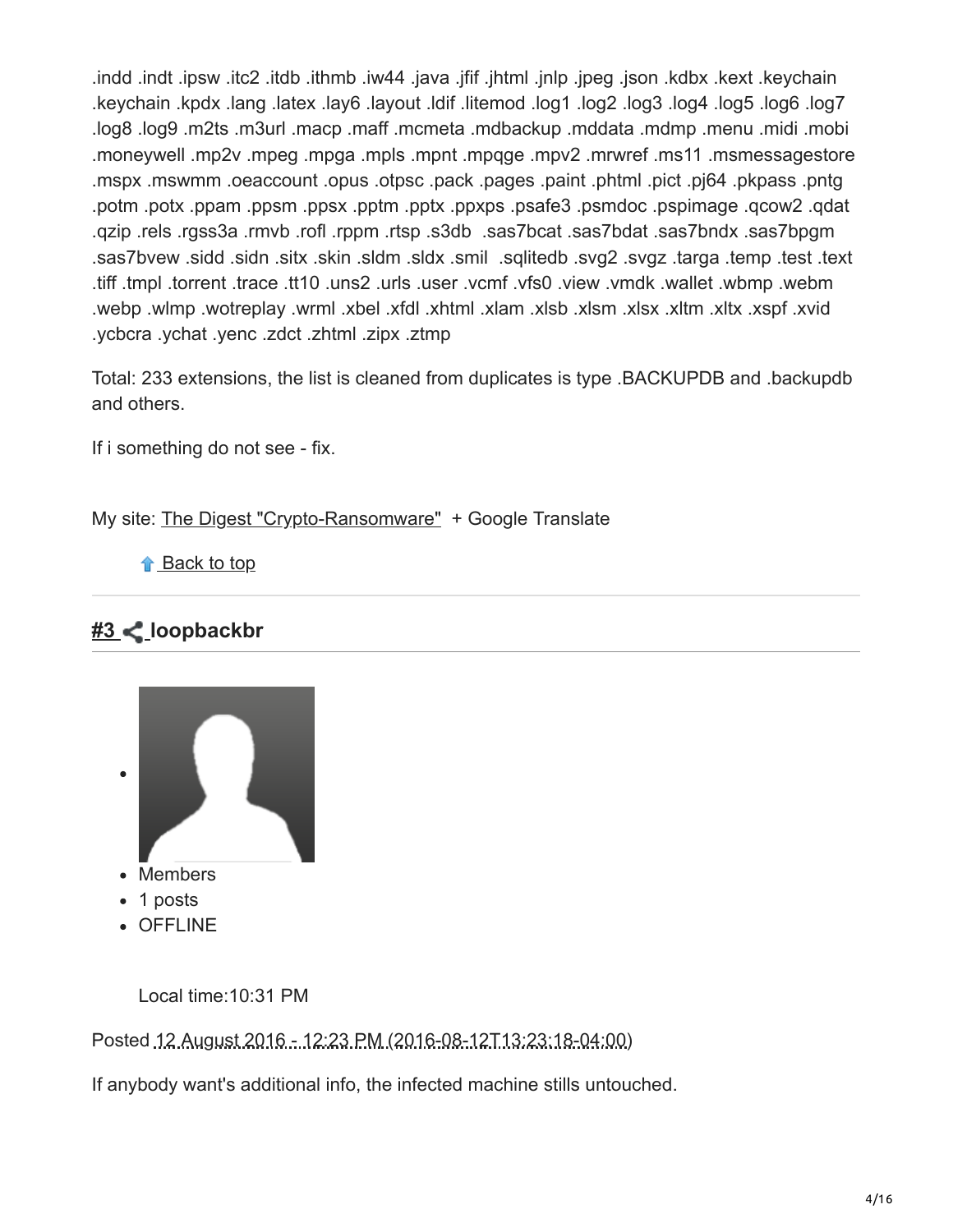.indd .indt .ipsw .itc2 .itdb .ithmb .iw44 .java .jfif .jhtml .jnlp .jpeg .json .kdbx .kext .keychain .keychain .kpdx .lang .latex .lay6 .layout .ldif .litemod .log1 .log2 .log3 .log4 .log5 .log6 .log7 .log8 .log9 .m2ts .m3url .macp .maff .mcmeta .mdbackup .mddata .mdmp .menu .midi .mobi .moneywell .mp2v .mpeg .mpga .mpls .mpnt .mpqge .mpv2 .mrwref .ms11 .msmessagestore .mspx .mswmm .oeaccount .opus .otpsc .pack .pages .paint .phtml .pict .pj64 .pkpass .pntg .potm .potx .ppam .ppsm .ppsx .pptm .pptx .ppxps .psafe3 .psmdoc .pspimage .qcow2 .qdat .qzip .rels .rgss3a .rmvb .rofl .rppm .rtsp .s3db .sas7bcat .sas7bdat .sas7bndx .sas7bpgm .sas7bvew .sidd .sidn .sitx .skin .sldm .sldx .smil .sqlitedb .svg2 .svgz .targa .temp .test .text .tiff .tmpl .torrent .trace .tt10 .uns2 .urls .user .vcmf .vfs0 .view .vmdk .wallet .wbmp .webm .webp .wlmp .wotreplay .wrml .xbel .xfdl .xhtml .xlam .xlsb .xlsm .xlsx .xltm .xltx .xspf .xvid .ycbcra .ychat .yenc .zdct .zhtml .zipx .ztmp

Total: 233 extensions, the list is cleaned from duplicates is type .BACKUPDB and .backupdb and others.

If i something do not see - fix.

My site: The Digest "Crypto-Ransomware" + Google Translate

Back to top

### #3 loopbackbr

- Members
- 1 posts
- OFFLINE

Local time:10:31 PM

Posted 12 August 2016 - 12:23 PM (2016-08-12T13:23:18-04:00)

If anybody want's additional info, the infected machine stills untouched.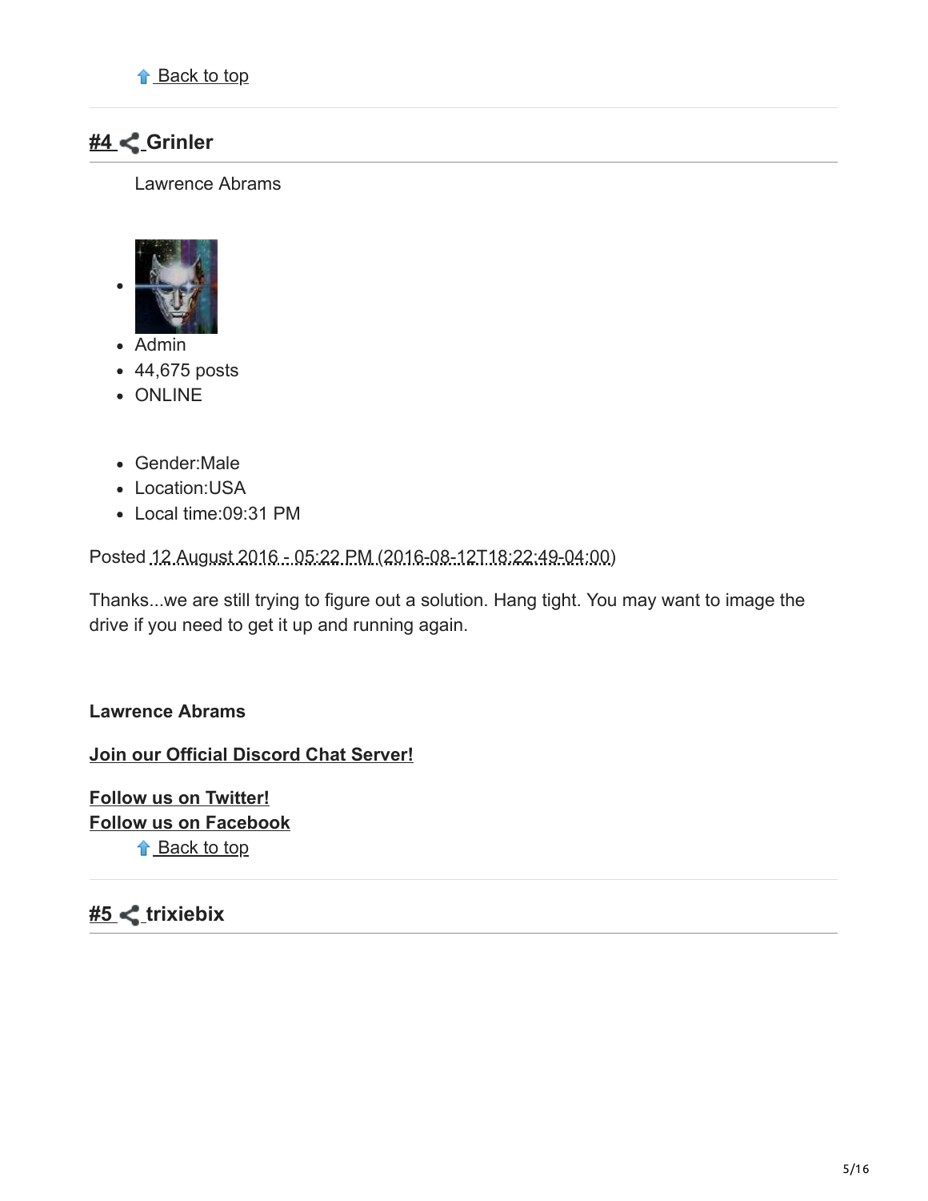⬆ Back to top

## #4 Grinler

Lawrence Abrams

- Admin
- 44,675 posts
- ONLINE

- Gender:Male
- Location:USA
- Local time:09:31 PM

Posted 12 August 2016 - 05:22 PM (2016-08-12T18:22:49-04:00)

Thanks...we are still trying to figure out a solution. Hang tight. You may want to image the drive if you need to get it up and running again.

**Lawrence Abrams**

**Join our Official Discord Chat Server!**

**Follow us on Twitter!**
**Follow us on Facebook**

⬆ Back to top

## #5 trixiebix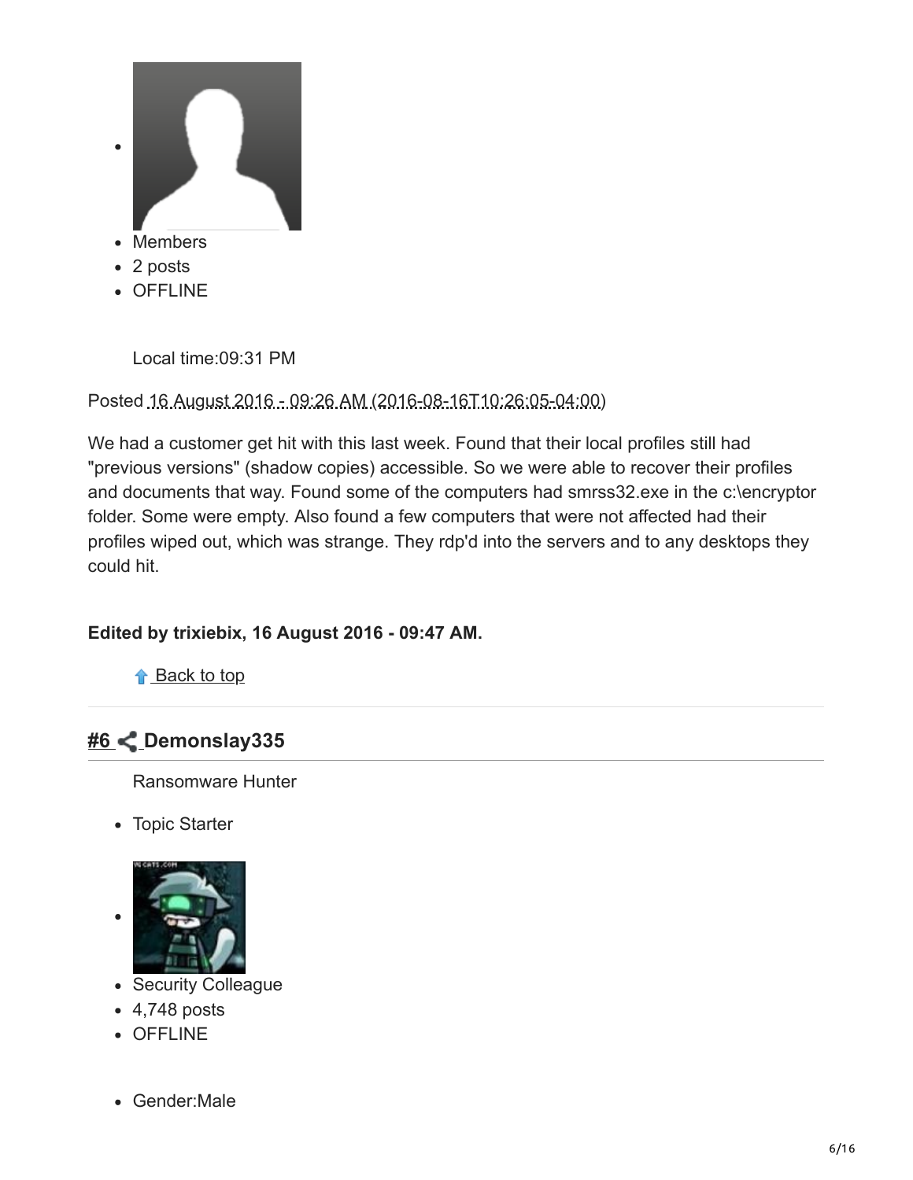- Members
- 2 posts
- OFFLINE

Local time:09:31 PM

Posted 16 August 2016 - 09:26 AM (2016-08-16T10:26:05-04:00)

We had a customer get hit with this last week. Found that their local profiles still had "previous versions" (shadow copies) accessible. So we were able to recover their profiles and documents that way. Found some of the computers had smrss32.exe in the c:\encryptor folder. Some were empty. Also found a few computers that were not affected had their profiles wiped out, which was strange. They rdp'd into the servers and to any desktops they could hit.

**Edited by trixiebix, 16 August 2016 - 09:47 AM.**

Back to top

## #6 Demonslay335

Ransomware Hunter

- Topic Starter
- Security Colleague
- 4,748 posts
- OFFLINE

- Gender:Male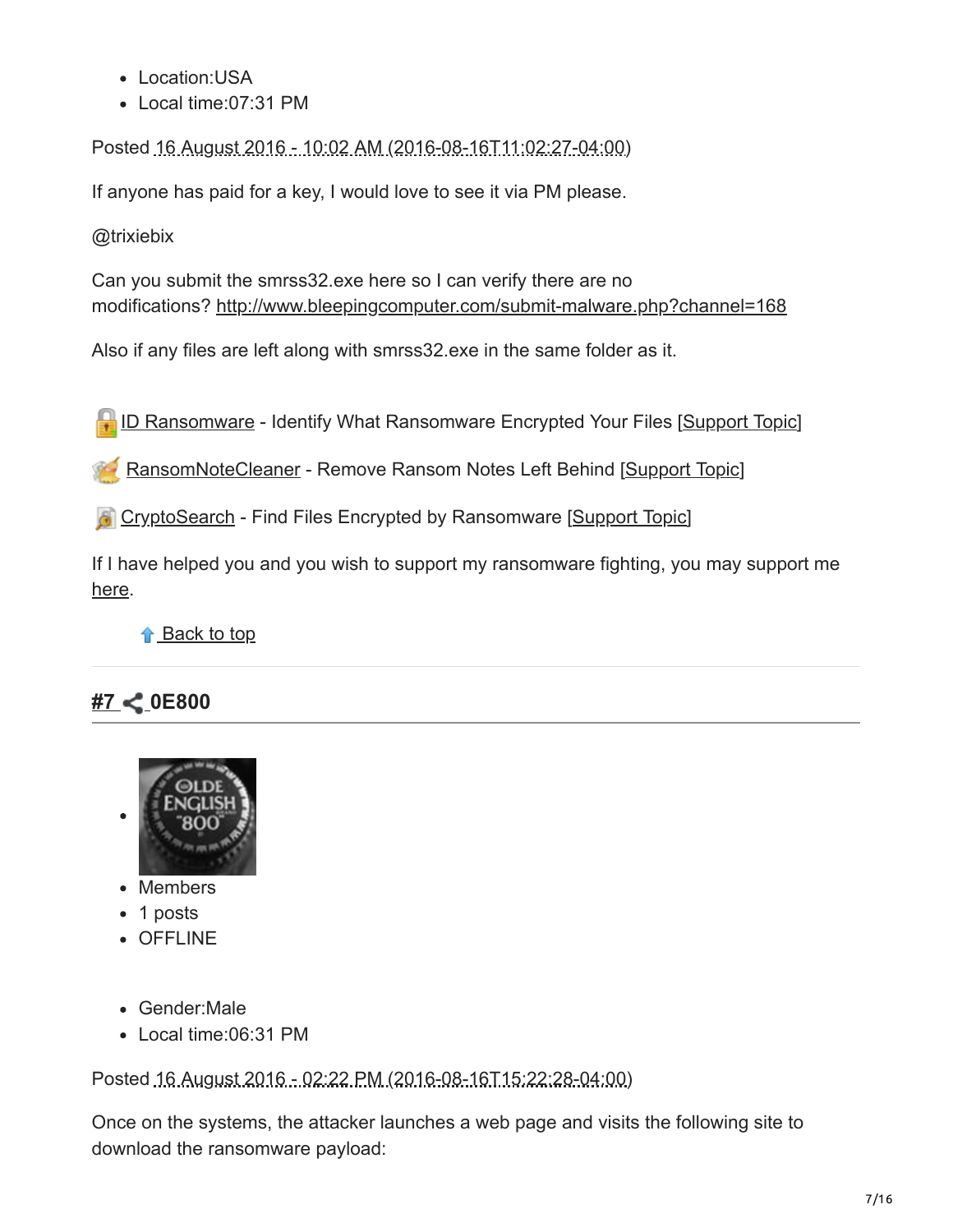- Location:USA
- Local time:07:31 PM

Posted 16 August 2016 - 10:02 AM (2016-08-16T11:02:27-04:00)

If anyone has paid for a key, I would love to see it via PM please.

@trixiebix

Can you submit the smrss32.exe here so I can verify there are no modifications? http://www.bleepingcomputer.com/submit-malware.php?channel=168

Also if any files are left along with smrss32.exe in the same folder as it.

ID Ransomware - Identify What Ransomware Encrypted Your Files [Support Topic]

RansomNoteCleaner - Remove Ransom Notes Left Behind [Support Topic]

CryptoSearch - Find Files Encrypted by Ransomware [Support Topic]

If I have helped you and you wish to support my ransomware fighting, you may support me here.

Back to top

## #7 0E800

- Members
- 1 posts
- OFFLINE

- Gender:Male
- Local time:06:31 PM

Posted 16 August 2016 - 02:22 PM (2016-08-16T15:22:28-04:00)

Once on the systems, the attacker launches a web page and visits the following site to download the ransomware payload: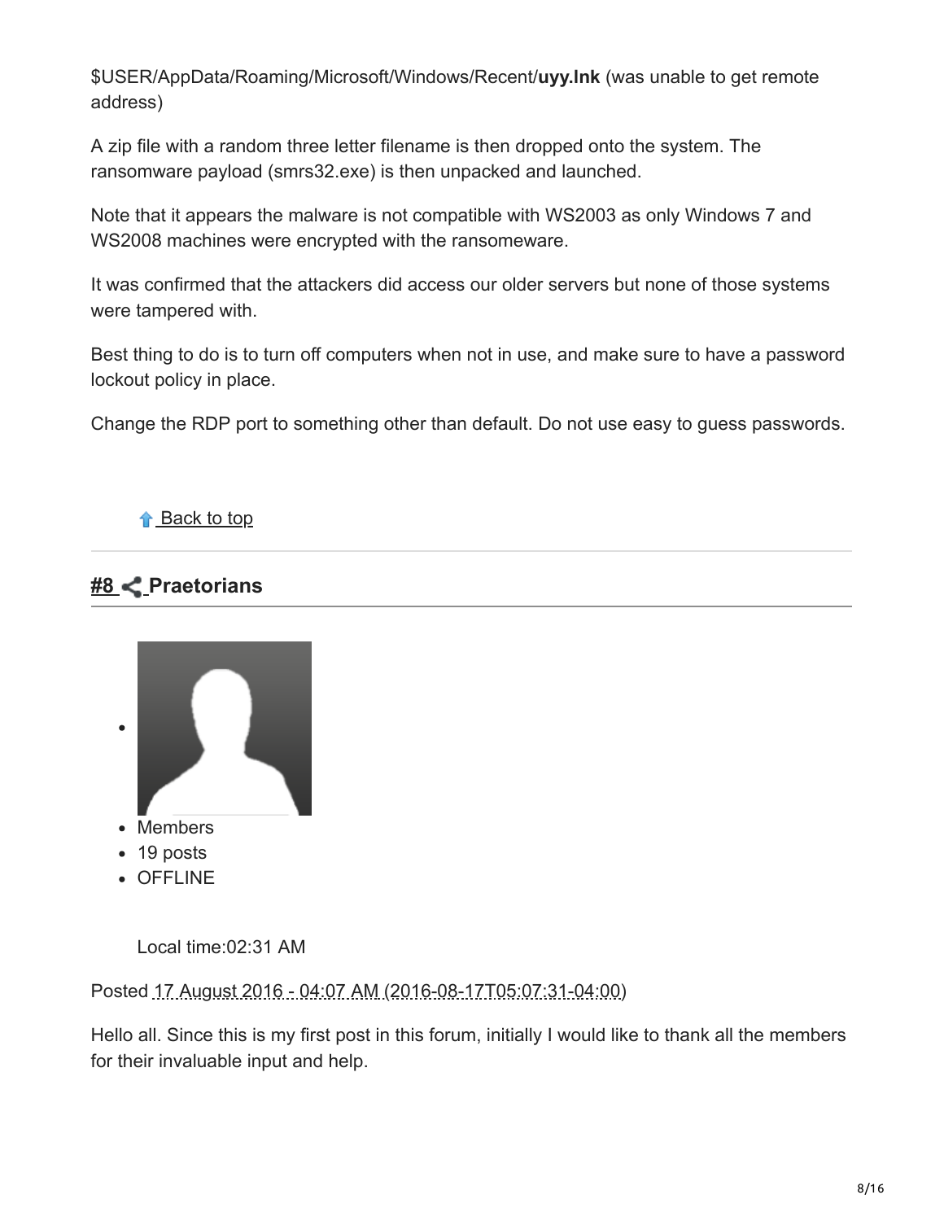$USER/AppData/Roaming/Microsoft/Windows/Recent/**uyy.lnk** (was unable to get remote address)

A zip file with a random three letter filename is then dropped onto the system. The ransomware payload (smrs32.exe) is then unpacked and launched.

Note that it appears the malware is not compatible with WS2003 as only Windows 7 and WS2008 machines were encrypted with the ransomeware.

It was confirmed that the attackers did access our older servers but none of those systems were tampered with.

Best thing to do is to turn off computers when not in use, and make sure to have a password lockout policy in place.

Change the RDP port to something other than default. Do not use easy to guess passwords.

Back to top

## #8 Praetorians

- Members
- 19 posts
- OFFLINE

Local time:02:31 AM

Posted 17 August 2016 - 04:07 AM (2016-08-17T05:07:31-04:00)

Hello all. Since this is my first post in this forum, initially I would like to thank all the members for their invaluable input and help.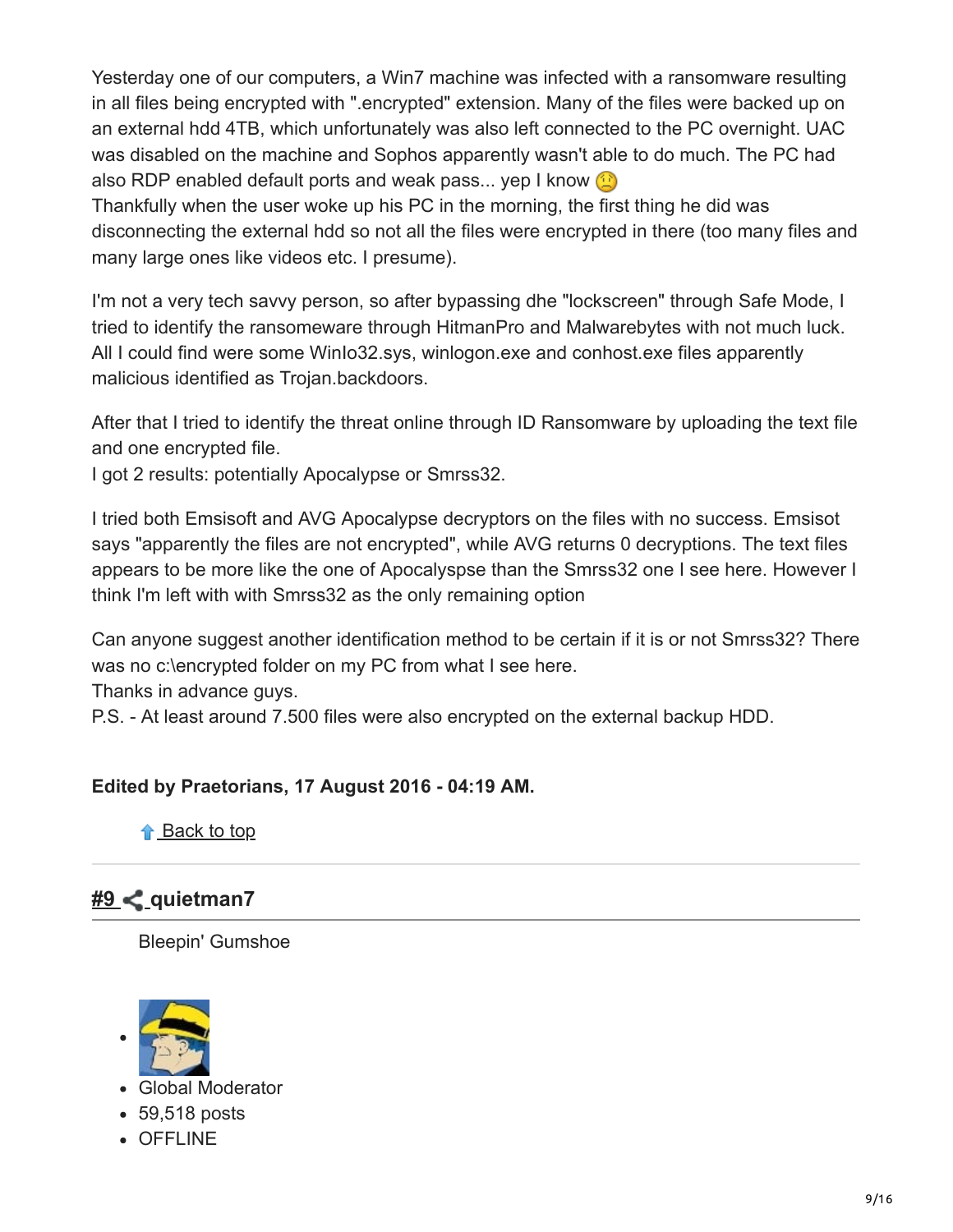Yesterday one of our computers, a Win7 machine was infected with a ransomware resulting in all files being encrypted with ".encrypted" extension. Many of the files were backed up on an external hdd 4TB, which unfortunately was also left connected to the PC overnight. UAC was disabled on the machine and Sophos apparently wasn't able to do much. The PC had also RDP enabled default ports and weak pass... yep I know 🙁
Thankfully when the user woke up his PC in the morning, the first thing he did was disconnecting the external hdd so not all the files were encrypted in there (too many files and many large ones like videos etc. I presume).

I'm not a very tech savvy person, so after bypassing dhe "lockscreen" through Safe Mode, I tried to identify the ransomeware through HitmanPro and Malwarebytes with not much luck. All I could find were some WinIo32.sys, winlogon.exe and conhost.exe files apparently malicious identified as Trojan.backdoors.

After that I tried to identify the threat online through ID Ransomware by uploading the text file and one encrypted file.
I got 2 results: potentially Apocalypse or Smrss32.

I tried both Emsisoft and AVG Apocalypse decryptors on the files with no success. Emsisot says "apparently the files are not encrypted", while AVG returns 0 decryptions. The text files appears to be more like the one of Apocalyspse than the Smrss32 one I see here. However I think I'm left with with Smrss32 as the only remaining option

Can anyone suggest another identification method to be certain if it is or not Smrss32? There was no c:\encrypted folder on my PC from what I see here.
Thanks in advance guys.
P.S. - At least around 7.500 files were also encrypted on the external backup HDD.

**Edited by Praetorians, 17 August 2016 - 04:19 AM.**

Back to top

## #9 quietman7

Bleepin' Gumshoe

- Global Moderator
- 59,518 posts
- OFFLINE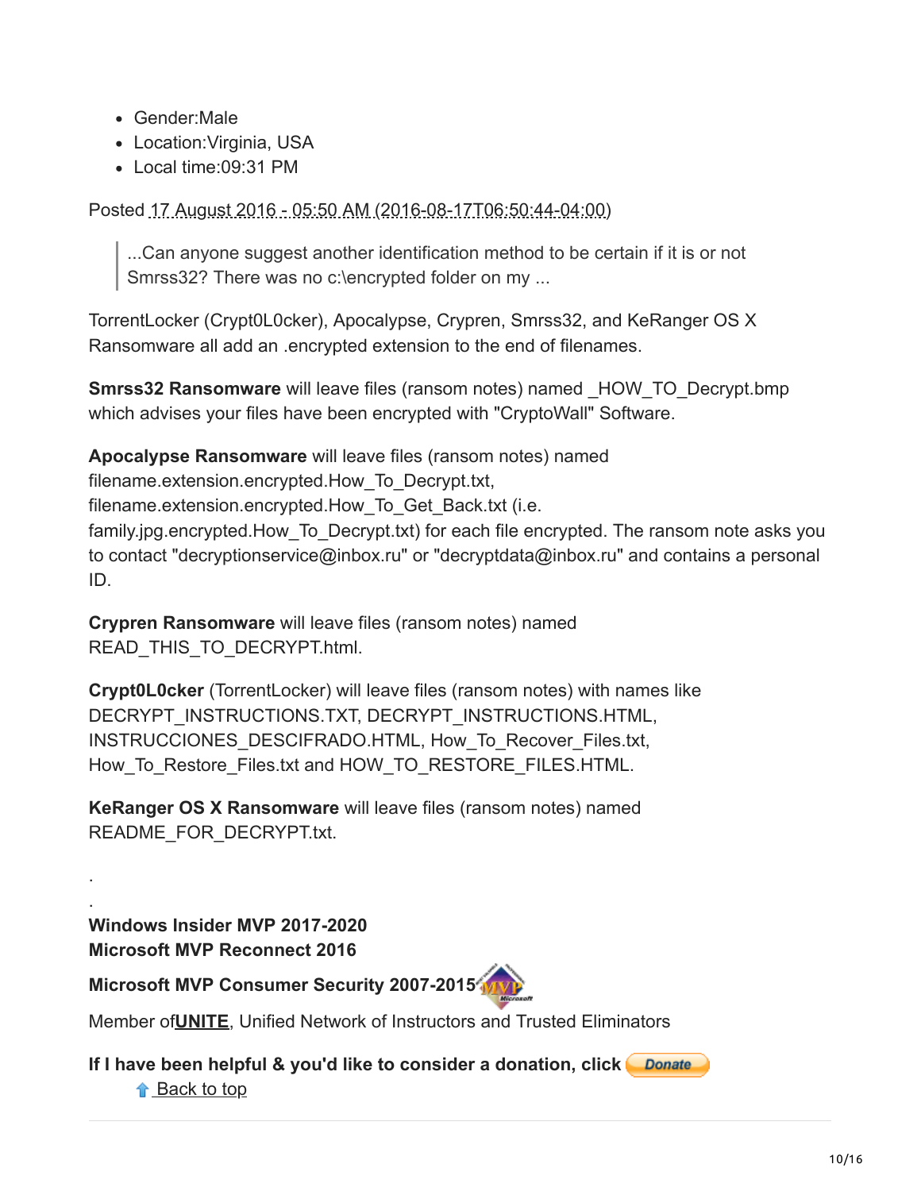- Gender:Male
- Location:Virginia, USA
- Local time:09:31 PM

Posted 17 August 2016 - 05:50 AM (2016-08-17T06:50:44-04:00)

> ...Can anyone suggest another identification method to be certain if it is or not Smrss32? There was no c:\encrypted folder on my ...

TorrentLocker (Crypt0L0cker), Apocalypse, Crypren, Smrss32, and KeRanger OS X Ransomware all add an .encrypted extension to the end of filenames.

**Smrss32 Ransomware** will leave files (ransom notes) named _HOW_TO_Decrypt.bmp which advises your files have been encrypted with "CryptoWall" Software.

**Apocalypse Ransomware** will leave files (ransom notes) named filename.extension.encrypted.How_To_Decrypt.txt, filename.extension.encrypted.How_To_Get_Back.txt (i.e. family.jpg.encrypted.How_To_Decrypt.txt) for each file encrypted. The ransom note asks you to contact "decryptionservice@inbox.ru" or "decryptdata@inbox.ru" and contains a personal ID.

**Crypren Ransomware** will leave files (ransom notes) named READ_THIS_TO_DECRYPT.html.

**Crypt0L0cker** (TorrentLocker) will leave files (ransom notes) with names like DECRYPT_INSTRUCTIONS.TXT, DECRYPT_INSTRUCTIONS.HTML, INSTRUCCIONES_DESCIFRADO.HTML, How_To_Recover_Files.txt, How_To_Restore_Files.txt and HOW_TO_RESTORE_FILES.HTML.

**KeRanger OS X Ransomware** will leave files (ransom notes) named README_FOR_DECRYPT.txt.

.

.

**Windows Insider MVP 2017-2020**
**Microsoft MVP Reconnect 2016**

**Microsoft MVP Consumer Security 2007-2015**

Member of **UNITE**, Unified Network of Instructors and Trusted Eliminators

**If I have been helpful & you'd like to consider a donation, click** Donate

Back to top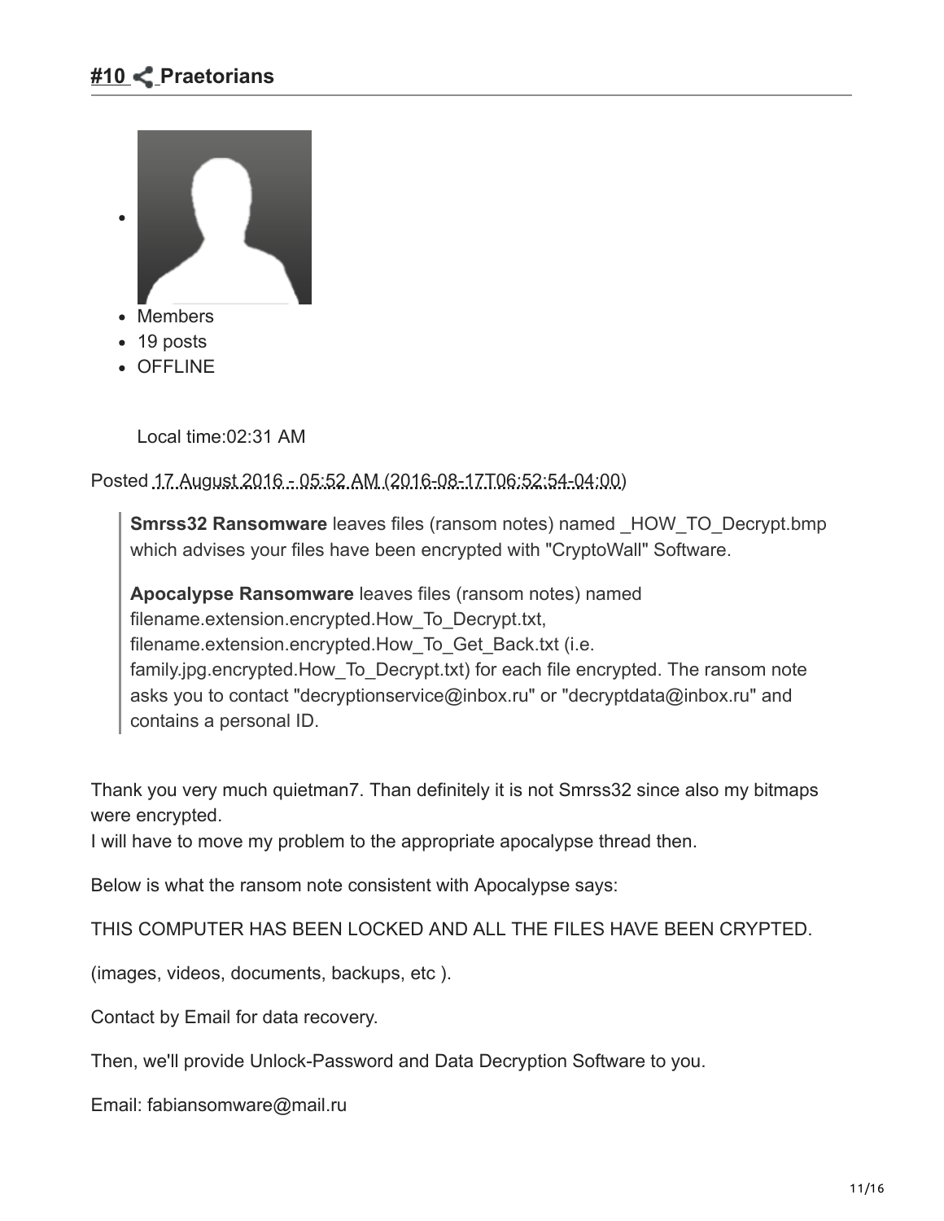## #10 Praetorians

- Members
- 19 posts
- OFFLINE

Local time:02:31 AM

Posted 17 August 2016 - 05:52 AM (2016-08-17T06:52:54-04:00)

> **Smrss32 Ransomware** leaves files (ransom notes) named _HOW_TO_Decrypt.bmp which advises your files have been encrypted with "CryptoWall" Software.
>
> **Apocalypse Ransomware** leaves files (ransom notes) named filename.extension.encrypted.How_To_Decrypt.txt, filename.extension.encrypted.How_To_Get_Back.txt (i.e. family.jpg.encrypted.How_To_Decrypt.txt) for each file encrypted. The ransom note asks you to contact "decryptionservice@inbox.ru" or "decryptdata@inbox.ru" and contains a personal ID.

Thank you very much quietman7. Than definitely it is not Smrss32 since also my bitmaps were encrypted.
I will have to move my problem to the appropriate apocalypse thread then.

Below is what the ransom note consistent with Apocalypse says:

THIS COMPUTER HAS BEEN LOCKED AND ALL THE FILES HAVE BEEN CRYPTED.

(images, videos, documents, backups, etc ).

Contact by Email for data recovery.

Then, we'll provide Unlock-Password and Data Decryption Software to you.

Email: fabiansomware@mail.ru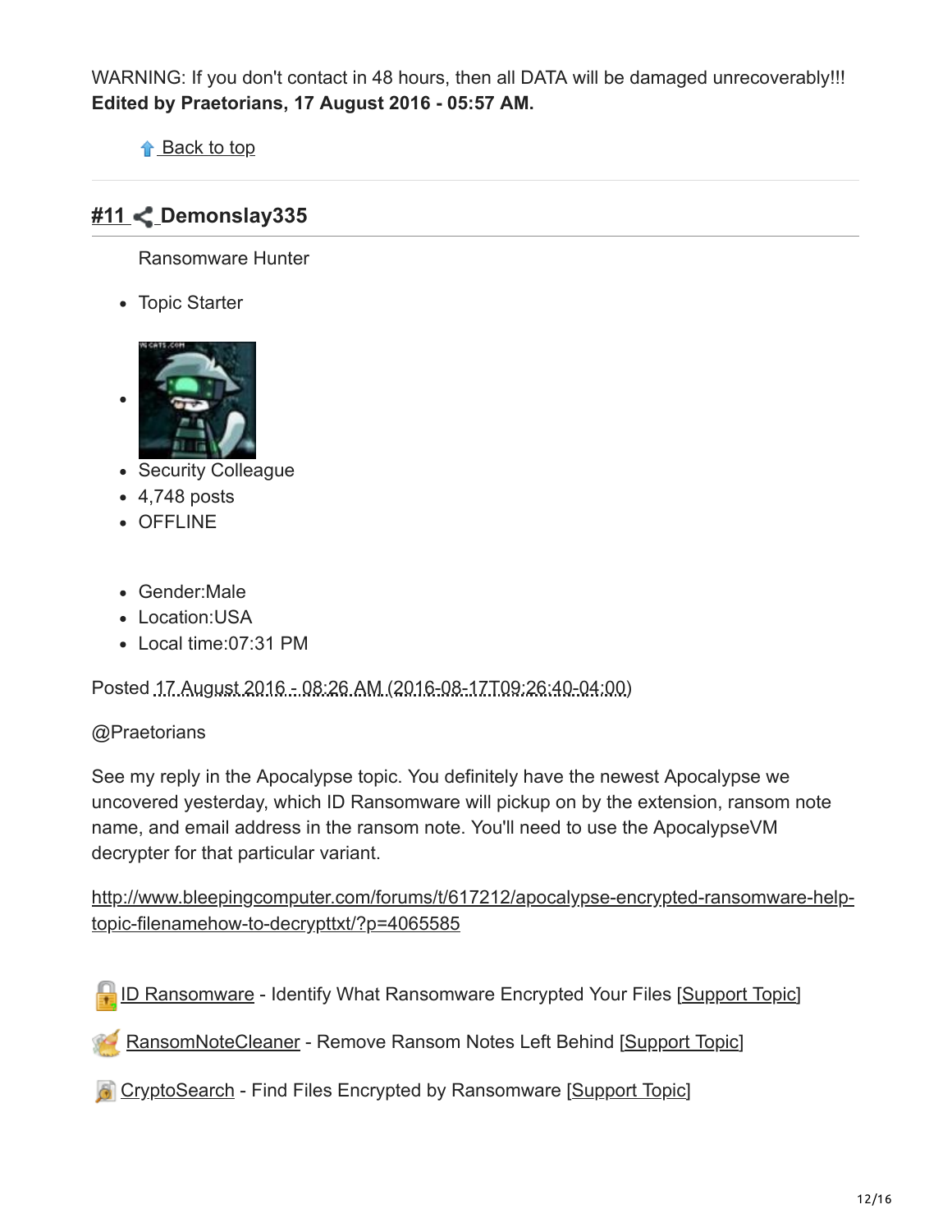WARNING: If you don't contact in 48 hours, then all DATA will be damaged unrecoverably!!!
**Edited by Praetorians, 17 August 2016 - 05:57 AM.**

Back to top

## #11 Demonslay335

Ransomware Hunter

- Topic Starter
- Security Colleague
- 4,748 posts
- OFFLINE

- Gender:Male
- Location:USA
- Local time:07:31 PM

Posted 17 August 2016 - 08:26 AM (2016-08-17T09:26:40-04:00)

@Praetorians

See my reply in the Apocalypse topic. You definitely have the newest Apocalypse we uncovered yesterday, which ID Ransomware will pickup on by the extension, ransom note name, and email address in the ransom note. You'll need to use the ApocalypseVM decrypter for that particular variant.

http://www.bleepingcomputer.com/forums/t/617212/apocalypse-encrypted-ransomware-help-topic-filenamehow-to-decrypttxt/?p=4065585

ID Ransomware - Identify What Ransomware Encrypted Your Files [Support Topic]

RansomNoteCleaner - Remove Ransom Notes Left Behind [Support Topic]

CryptoSearch - Find Files Encrypted by Ransomware [Support Topic]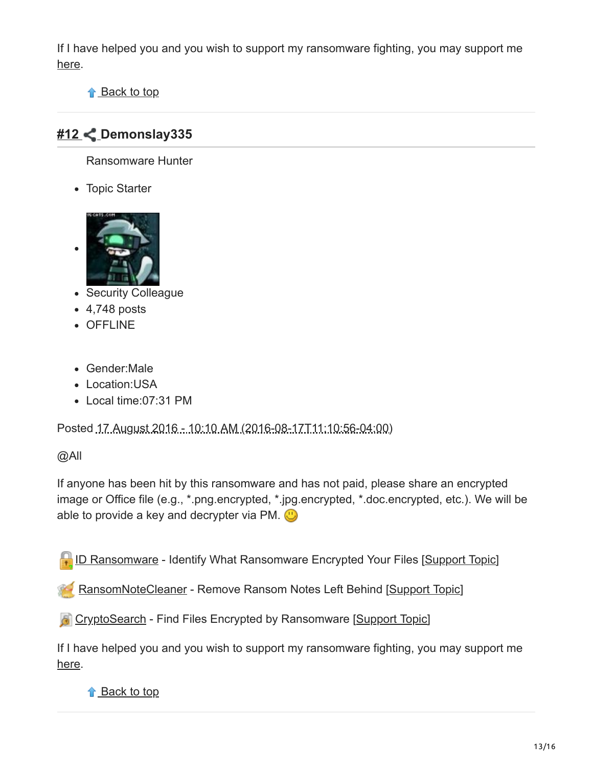If I have helped you and you wish to support my ransomware fighting, you may support me here.

Back to top

## #12 Demonslay335

Ransomware Hunter

- Topic Starter

- Security Colleague
- 4,748 posts
- OFFLINE

- Gender:Male
- Location:USA
- Local time:07:31 PM

Posted 17 August 2016 - 10:10 AM (2016-08-17T11:10:56-04:00)

@All

If anyone has been hit by this ransomware and has not paid, please share an encrypted image or Office file (e.g., *.png.encrypted, *.jpg.encrypted, *.doc.encrypted, etc.). We will be able to provide a key and decrypter via PM.

ID Ransomware - Identify What Ransomware Encrypted Your Files [Support Topic]

RansomNoteCleaner - Remove Ransom Notes Left Behind [Support Topic]

CryptoSearch - Find Files Encrypted by Ransomware [Support Topic]

If I have helped you and you wish to support my ransomware fighting, you may support me here.

Back to top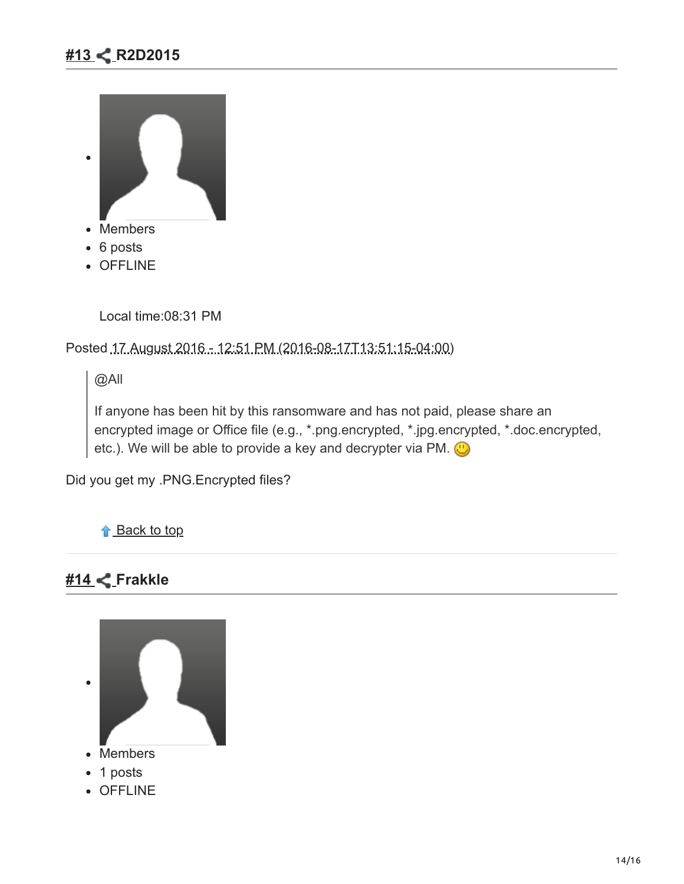## #13 R2D2015

- Members
- 6 posts
- OFFLINE

Local time:08:31 PM

Posted 17 August 2016 - 12:51 PM (2016-08-17T13:51:15-04:00)

> @All
>
> If anyone has been hit by this ransomware and has not paid, please share an encrypted image or Office file (e.g., *.png.encrypted, *.jpg.encrypted, *.doc.encrypted, etc.). We will be able to provide a key and decrypter via PM.

Did you get my .PNG.Encrypted files?

Back to top

## #14 Frakkle

- Members
- 1 posts
- OFFLINE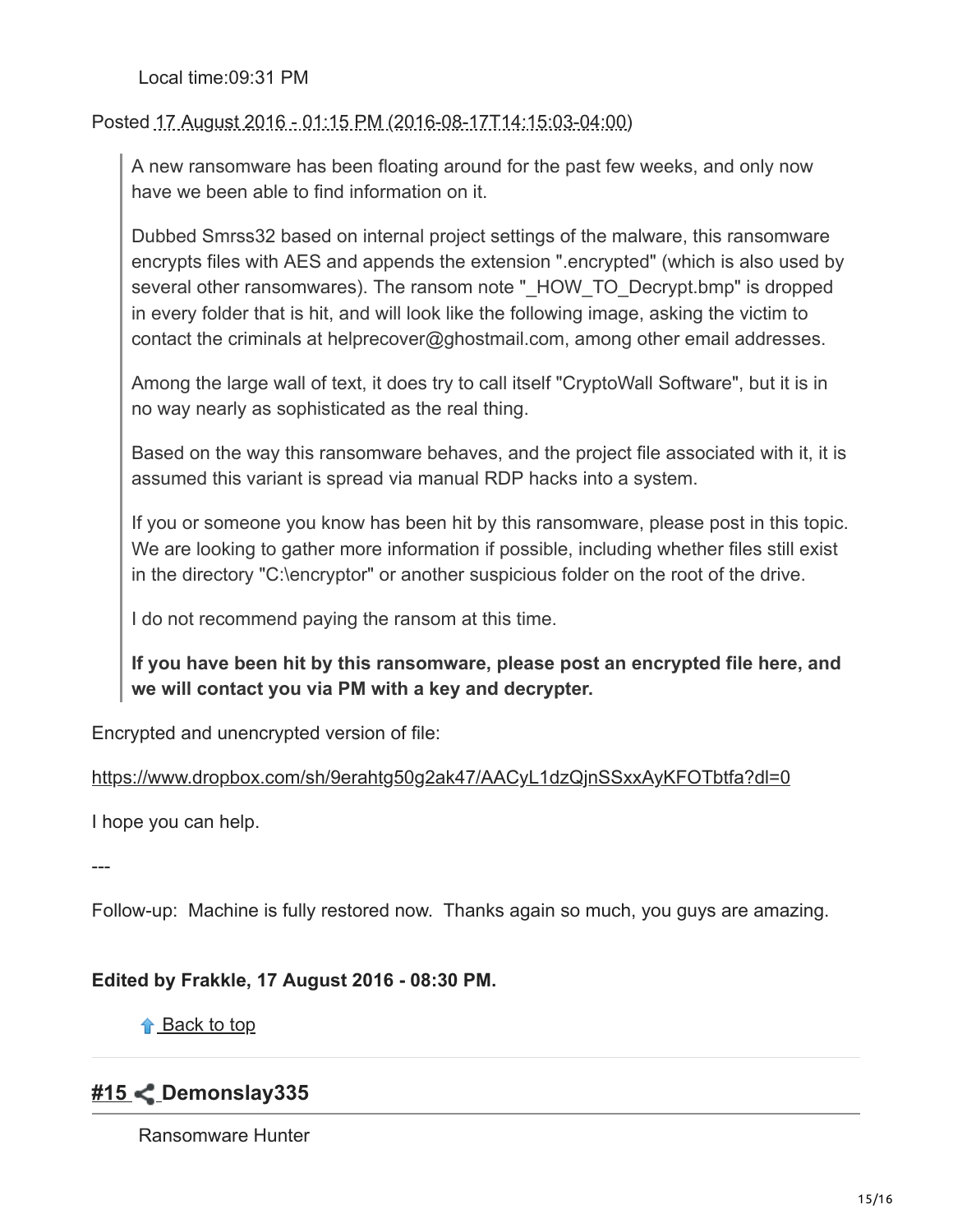Local time:09:31 PM

Posted 17 August 2016 - 01:15 PM (2016-08-17T14:15:03-04:00)

> A new ransomware has been floating around for the past few weeks, and only now have we been able to find information on it.
>
> Dubbed Smrss32 based on internal project settings of the malware, this ransomware encrypts files with AES and appends the extension ".encrypted" (which is also used by several other ransomwares). The ransom note "_HOW_TO_Decrypt.bmp" is dropped in every folder that is hit, and will look like the following image, asking the victim to contact the criminals at helprecover@ghostmail.com, among other email addresses.
>
> Among the large wall of text, it does try to call itself "CryptoWall Software", but it is in no way nearly as sophisticated as the real thing.
>
> Based on the way this ransomware behaves, and the project file associated with it, it is assumed this variant is spread via manual RDP hacks into a system.
>
> If you or someone you know has been hit by this ransomware, please post in this topic. We are looking to gather more information if possible, including whether files still exist in the directory "C:\encryptor" or another suspicious folder on the root of the drive.
>
> I do not recommend paying the ransom at this time.
>
> **If you have been hit by this ransomware, please post an encrypted file here, and we will contact you via PM with a key and decrypter.**

Encrypted and unencrypted version of file:

https://www.dropbox.com/sh/9erahtg50g2ak47/AACyL1dzQjnSSxxAyKFOTbtfa?dl=0

I hope you can help.

---

Follow-up: Machine is fully restored now. Thanks again so much, you guys are amazing.

**Edited by Frakkle, 17 August 2016 - 08:30 PM.**

Back to top

## #15 Demonslay335

Ransomware Hunter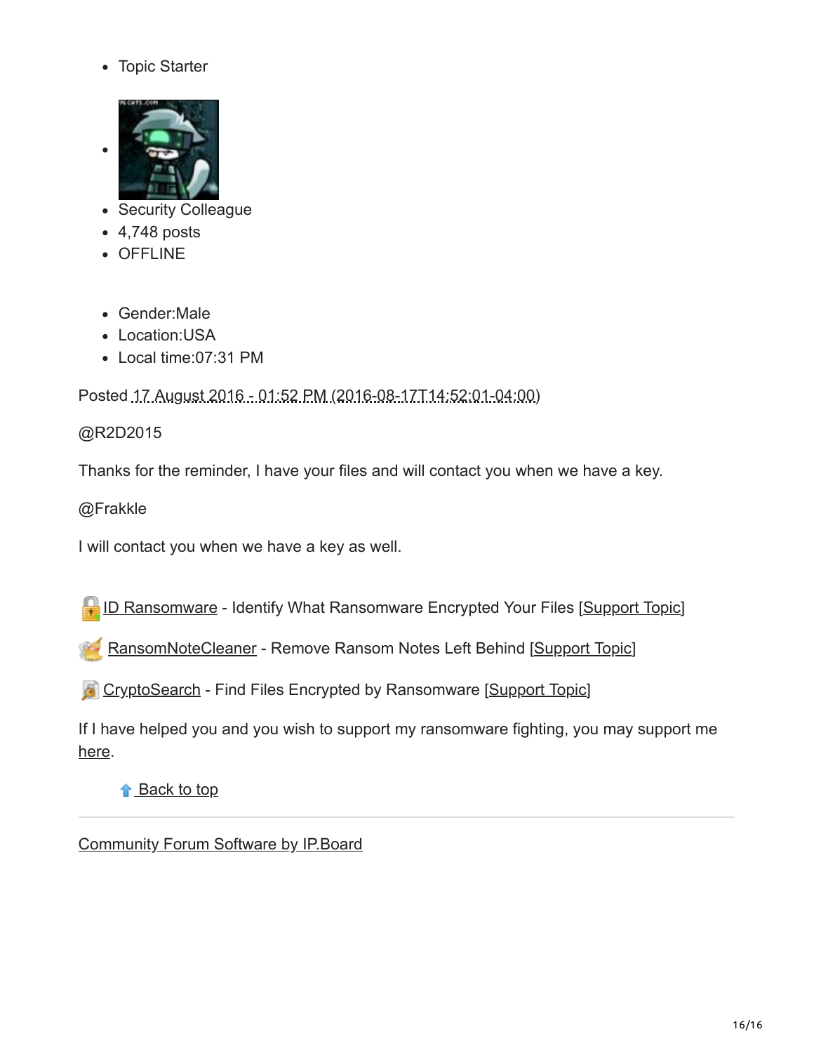- Topic Starter
- 
- Security Colleague
- 4,748 posts
- OFFLINE

- Gender:Male
- Location:USA
- Local time:07:31 PM

Posted 17 August 2016 - 01:52 PM (2016-08-17T14:52:01-04:00)

@R2D2015

Thanks for the reminder, I have your files and will contact you when we have a key.

@Frakkle

I will contact you when we have a key as well.

ID Ransomware - Identify What Ransomware Encrypted Your Files [Support Topic]

RansomNoteCleaner - Remove Ransom Notes Left Behind [Support Topic]

CryptoSearch - Find Files Encrypted by Ransomware [Support Topic]

If I have helped you and you wish to support my ransomware fighting, you may support me here.

Back to top

Community Forum Software by IP.Board